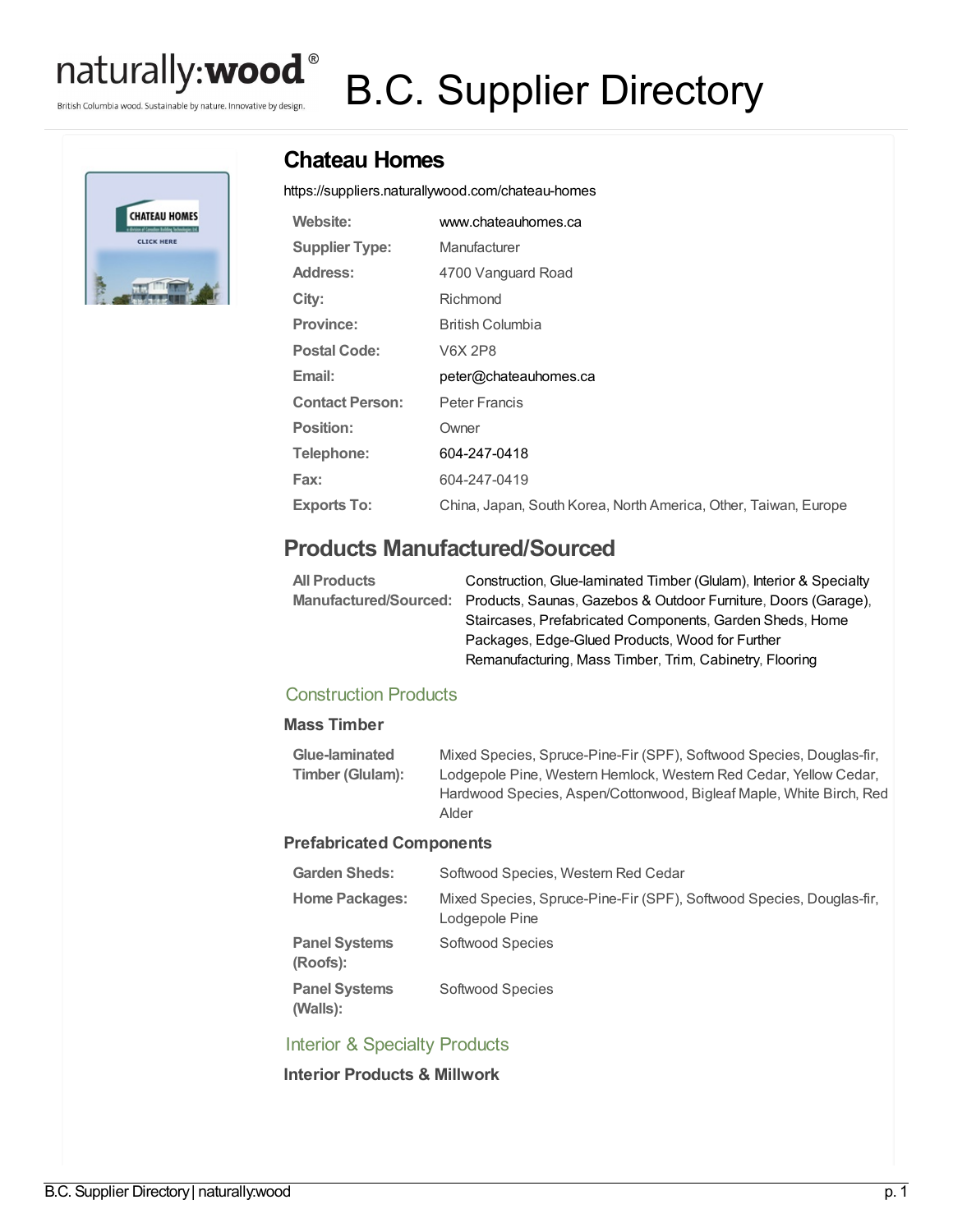# B.C. Supplier Directory

## Chateau Homes

https://suppliers.naturallywood.com/chateau-homes

| | |
|---|---|
| **Website:** | www.chateauhomes.ca |
| **Supplier Type:** | Manufacturer |
| **Address:** | 4700 Vanguard Road |
| **City:** | Richmond |
| **Province:** | British Columbia |
| **Postal Code:** | V6X 2P8 |
| **Email:** | peter@chateauhomes.ca |
| **Contact Person:** | Peter Francis |
| **Position:** | Owner |
| **Telephone:** | 604-247-0418 |
| **Fax:** | 604-247-0419 |
| **Exports To:** | China, Japan, South Korea, North America, Other, Taiwan, Europe |

## Products Manufactured/Sourced

| | |
|---|---|
| **All Products Manufactured/Sourced:** | Construction, Glue-laminated Timber (Glulam), Interior & Specialty Products, Saunas, Gazebos & Outdoor Furniture, Doors (Garage), Staircases, Prefabricated Components, Garden Sheds, Home Packages, Edge-Glued Products, Wood for Further Remanufacturing, Mass Timber, Trim, Cabinetry, Flooring |

### Construction Products

#### Mass Timber

| | |
|---|---|
| **Glue-laminated Timber (Glulam):** | Mixed Species, Spruce-Pine-Fir (SPF), Softwood Species, Douglas-fir, Lodgepole Pine, Western Hemlock, Western Red Cedar, Yellow Cedar, Hardwood Species, Aspen/Cottonwood, Bigleaf Maple, White Birch, Red Alder |

#### Prefabricated Components

| | |
|---|---|
| **Garden Sheds:** | Softwood Species, Western Red Cedar |
| **Home Packages:** | Mixed Species, Spruce-Pine-Fir (SPF), Softwood Species, Douglas-fir, Lodgepole Pine |
| **Panel Systems (Roofs):** | Softwood Species |
| **Panel Systems (Walls):** | Softwood Species |

### Interior & Specialty Products

#### Interior Products & Millwork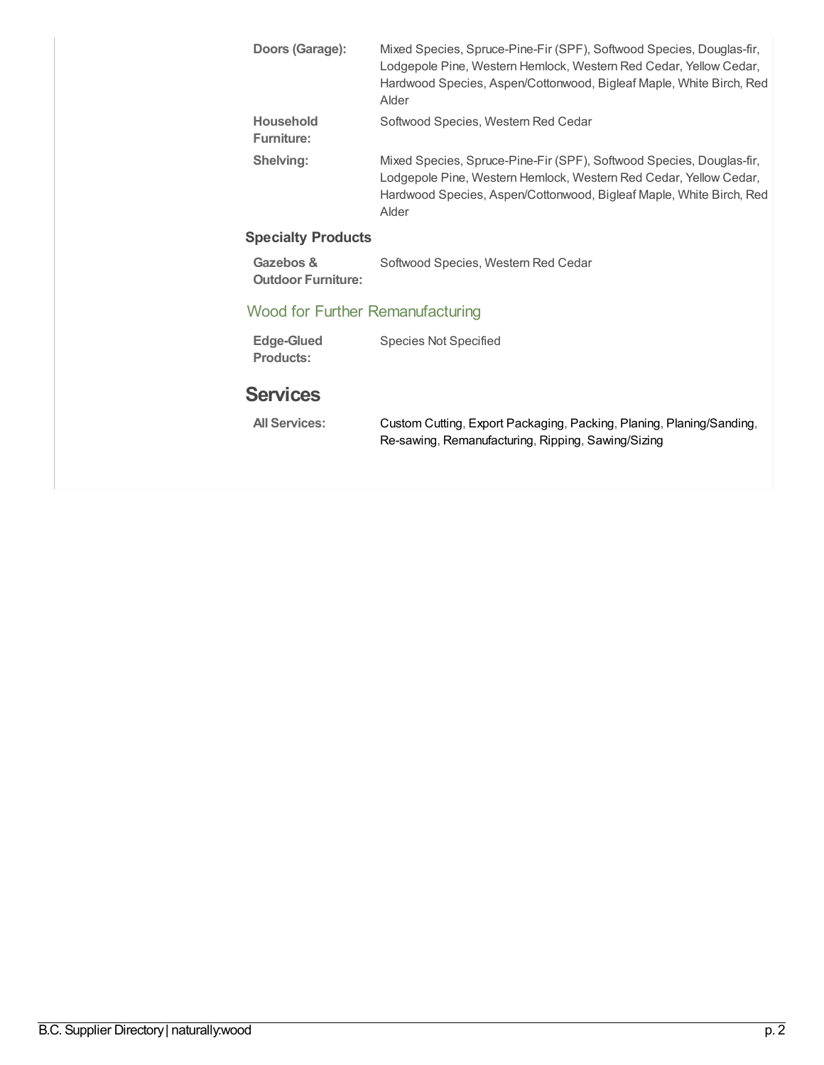| | |
|---|---|
| **Doors (Garage):** | Mixed Species, Spruce-Pine-Fir (SPF), Softwood Species, Douglas-fir, Lodgepole Pine, Western Hemlock, Western Red Cedar, Yellow Cedar, Hardwood Species, Aspen/Cottonwood, Bigleaf Maple, White Birch, Red Alder |
| **Household Furniture:** | Softwood Species, Western Red Cedar |
| **Shelving:** | Mixed Species, Spruce-Pine-Fir (SPF), Softwood Species, Douglas-fir, Lodgepole Pine, Western Hemlock, Western Red Cedar, Yellow Cedar, Hardwood Species, Aspen/Cottonwood, Bigleaf Maple, White Birch, Red Alder |

### Specialty Products

| | |
|---|---|
| **Gazebos & Outdoor Furniture:** | Softwood Species, Western Red Cedar |

### Wood for Further Remanufacturing

| | |
|---|---|
| **Edge-Glued Products:** | Species Not Specified |

## Services

| | |
|---|---|
| **All Services:** | Custom Cutting, Export Packaging, Packing, Planing, Planing/Sanding, Re-sawing, Remanufacturing, Ripping, Sawing/Sizing |